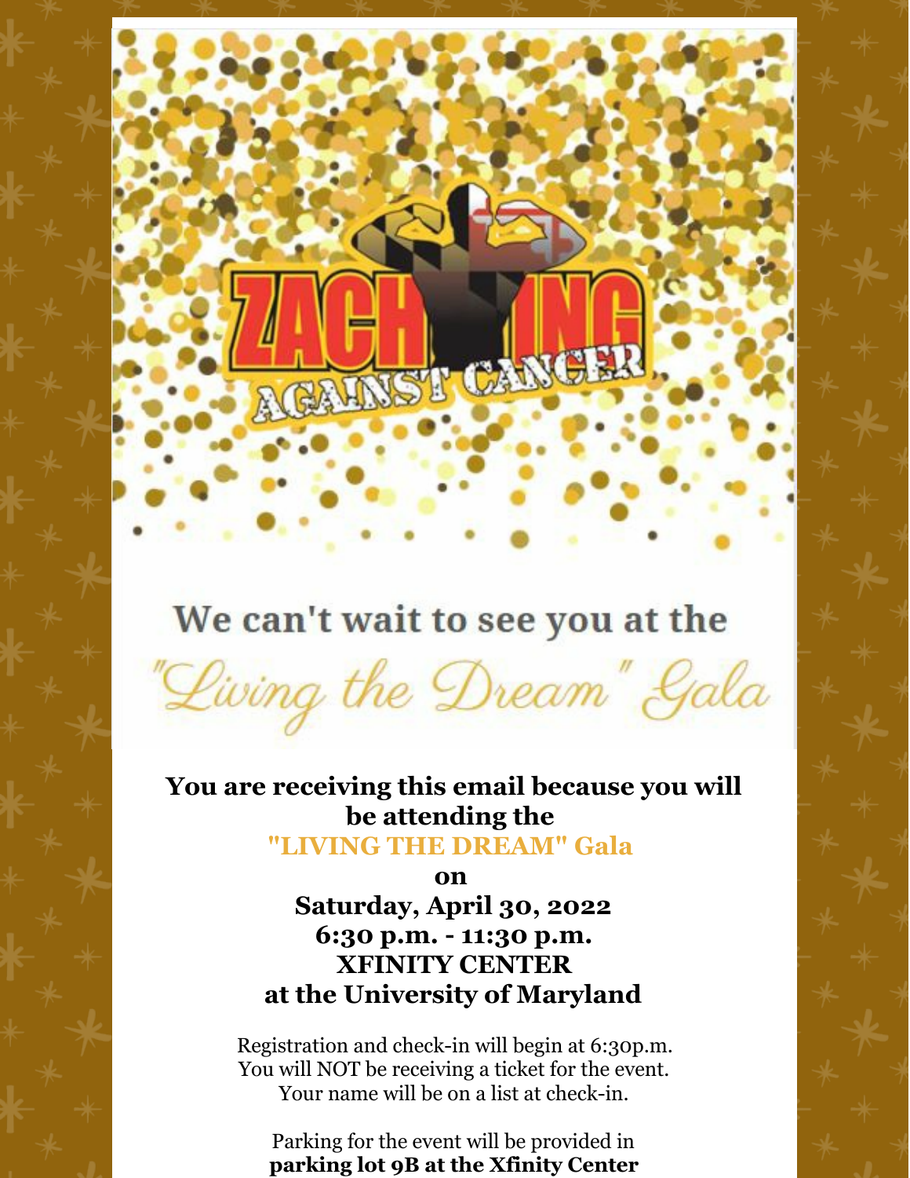ZACHING AGAINST CANCER

We can't wait to see you at the

"Living the Dream" Gala

**You are receiving this email because you will be attending the**
**"LIVING THE DREAM" Gala**
**on**
**Saturday, April 30, 2022**
**6:30 p.m. - 11:30 p.m.**
**XFINITY CENTER**
**at the University of Maryland**

Registration and check-in will begin at 6:30p.m.
You will NOT be receiving a ticket for the event.
Your name will be on a list at check-in.

Parking for the event will be provided in
**parking lot 9B at the Xfinity Center**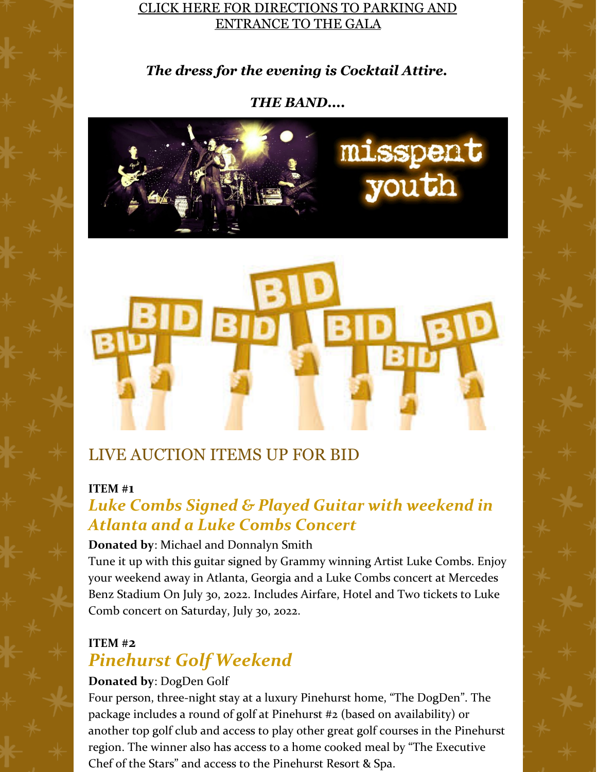CLICK HERE FOR DIRECTIONS TO PARKING AND ENTRANCE TO THE GALA

***The dress for the evening is Cocktail Attire.***

***THE BAND....***

## LIVE AUCTION ITEMS UP FOR BID

**ITEM #1**

### *Luke Combs Signed & Played Guitar with weekend in Atlanta and a Luke Combs Concert*

**Donated by**: Michael and Donnalyn Smith

Tune it up with this guitar signed by Grammy winning Artist Luke Combs. Enjoy your weekend away in Atlanta, Georgia and a Luke Combs concert at Mercedes Benz Stadium On July 30, 2022. Includes Airfare, Hotel and Two tickets to Luke Comb concert on Saturday, July 30, 2022.

**ITEM #2**

### *Pinehurst Golf Weekend*

**Donated by**: DogDen Golf

Four person, three-night stay at a luxury Pinehurst home, "The DogDen". The package includes a round of golf at Pinehurst #2 (based on availability) or another top golf club and access to play other great golf courses in the Pinehurst region. The winner also has access to a home cooked meal by "The Executive Chef of the Stars" and access to the Pinehurst Resort & Spa.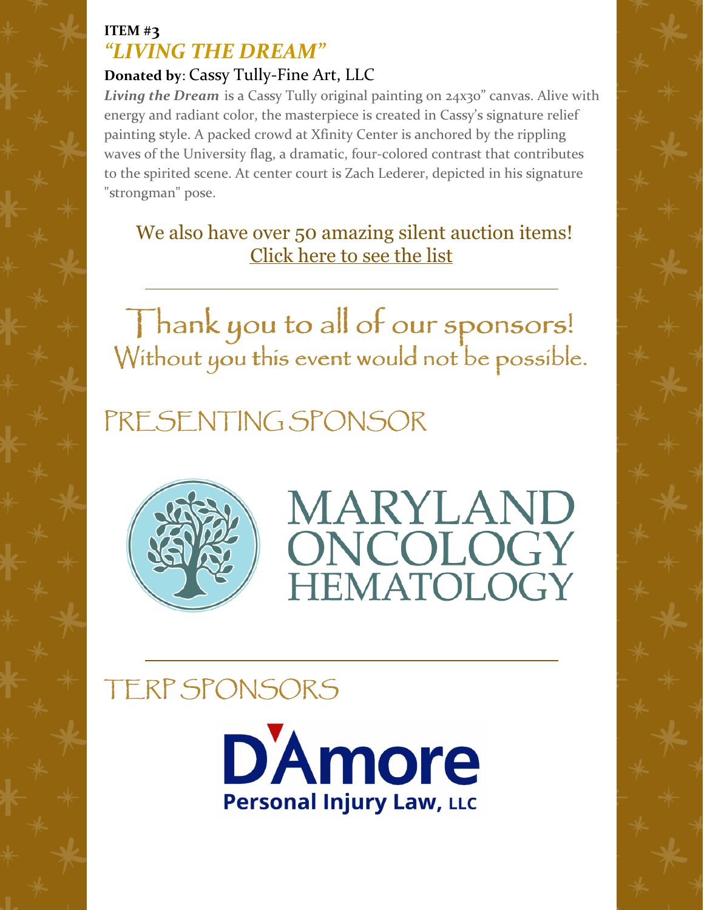**ITEM #3**

## *"LIVING THE DREAM"*

**Donated by**: Cassy Tully-Fine Art, LLC

***Living the Dream*** is a Cassy Tully original painting on 24x30" canvas. Alive with energy and radiant color, the masterpiece is created in Cassy's signature relief painting style. A packed crowd at Xfinity Center is anchored by the rippling waves of the University flag, a dramatic, four-colored contrast that contributes to the spirited scene. At center court is Zach Lederer, depicted in his signature "strongman" pose.

We also have over 50 amazing silent auction items!
Click here to see the list

---

# Thank you to all of our sponsors!

Without you this event would not be possible.

## PRESENTING SPONSOR

MARYLAND ONCOLOGY HEMATOLOGY

---

## TERP SPONSORS

D'Amore Personal Injury Law, LLC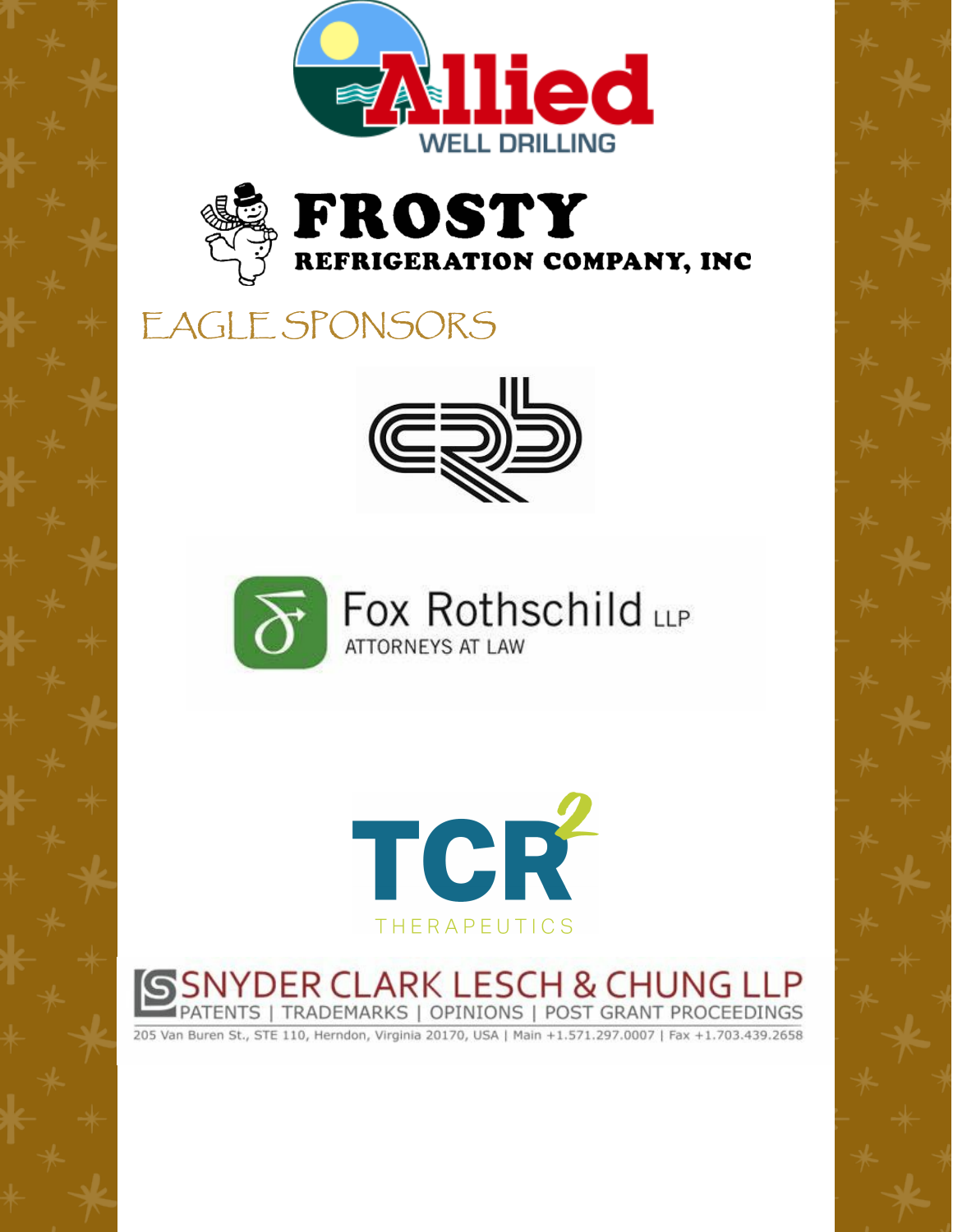Allied

WELL DRILLING

FROSTY

REFRIGERATION COMPANY, INC

## EAGLE SPONSORS

Fox Rothschild LLP

ATTORNEYS AT LAW

TCR²

THERAPEUTICS

SNYDER CLARK LESCH & CHUNG LLP

PATENTS | TRADEMARKS | OPINIONS | POST GRANT PROCEEDINGS

205 Van Buren St., STE 110, Herndon, Virginia 20170, USA | Main +1.571.297.0007 | Fax +1.703.439.2658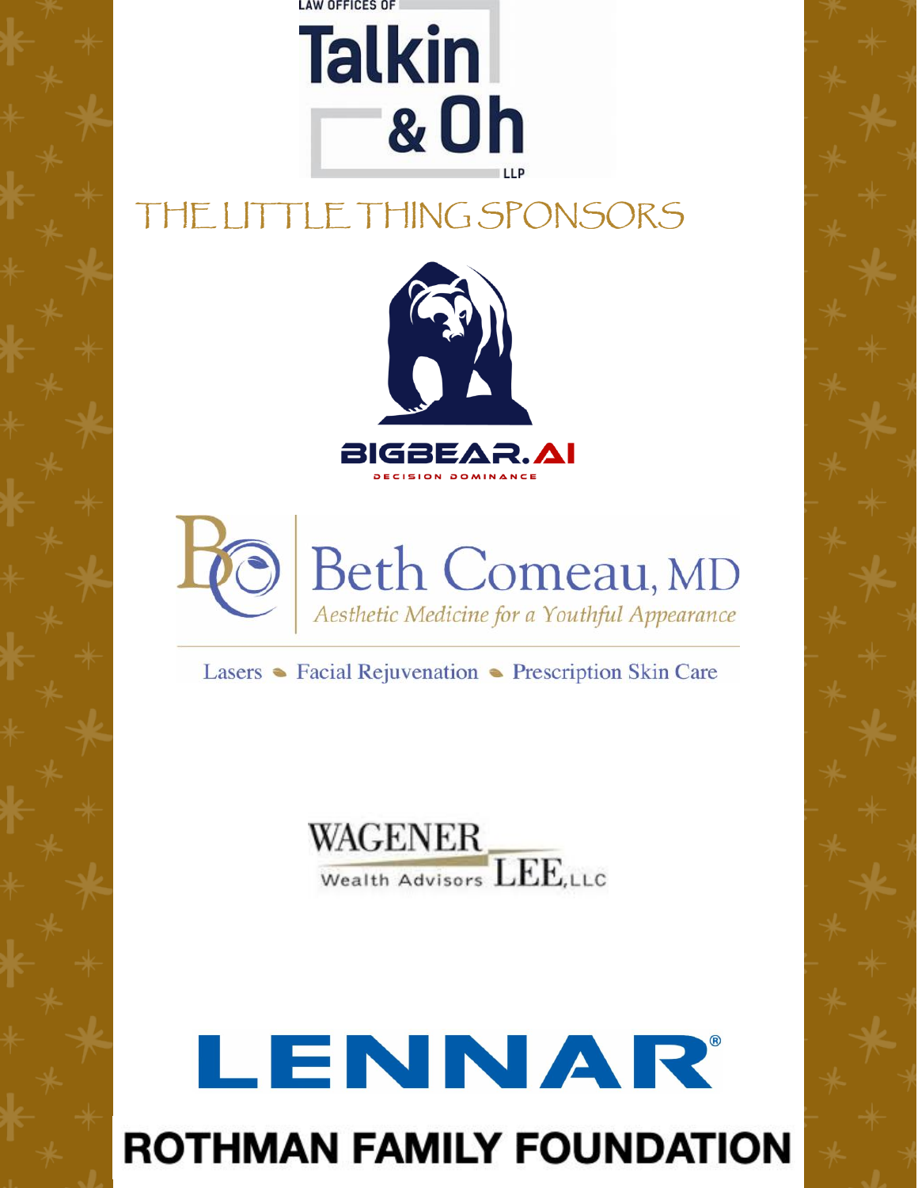LAW OFFICES OF

**Talkin & Oh** LLP

## THE LITTLE THING SPONSORS

**BIGBEAR.AI**

DECISION DOMINANCE

**Beth Comeau, MD**

*Aesthetic Medicine for a Youthful Appearance*

Lasers • Facial Rejuvenation • Prescription Skin Care

**WAGENER LEE, LLC**

Wealth Advisors

**LENNAR®**

**ROTHMAN FAMILY FOUNDATION**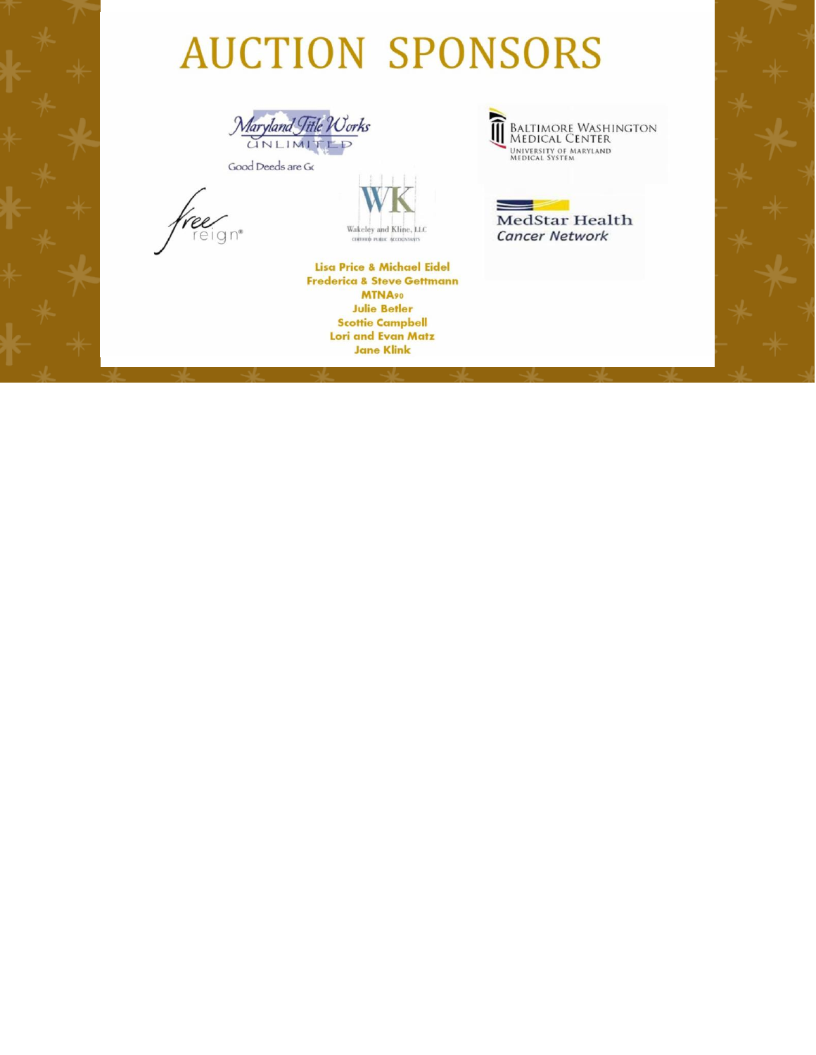# AUCTION SPONSORS

Maryland Title Works UNLIMITED

Good Deeds are Gc

Baltimore Washington Medical Center

University of Maryland Medical System

free reign®

WK

Wakeley and Kline, LLC

Certified Public Accountants

MedStar Health Cancer Network

**Lisa Price & Michael Eidel**
**Frederica & Steve Gettmann**
**MTNA90**
**Julie Betler**
**Scottie Campbell**
**Lori and Evan Matz**
**Jane Klink**